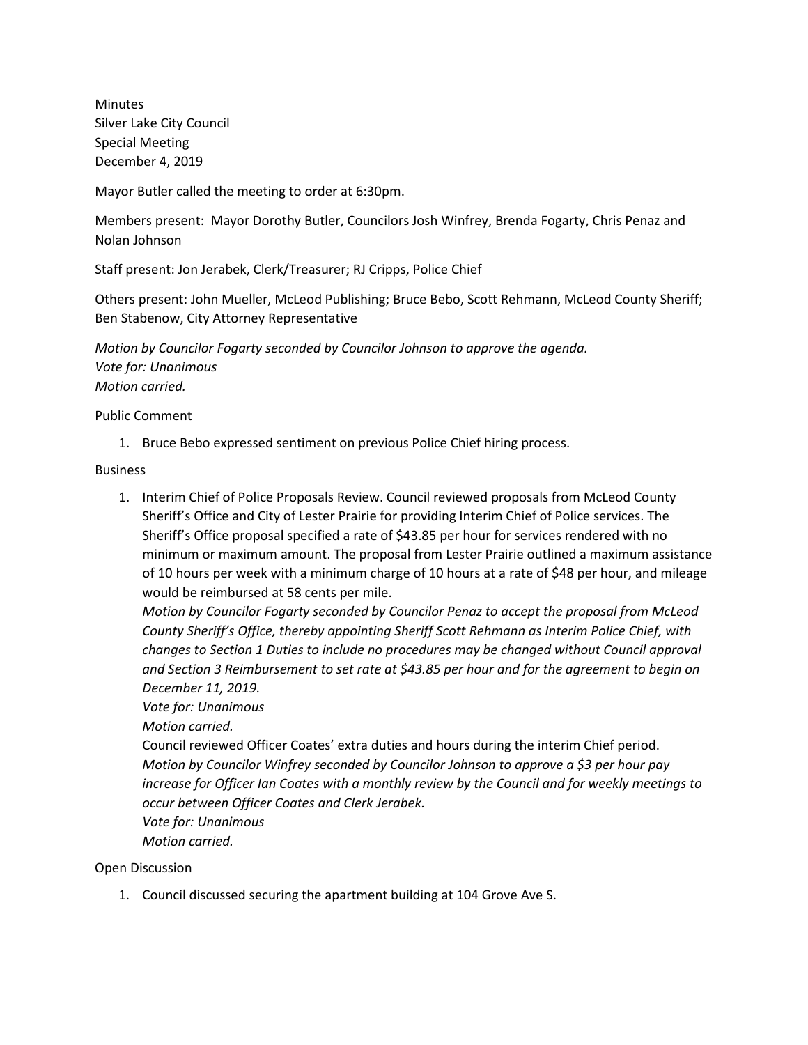Minutes
Silver Lake City Council
Special Meeting
December 4, 2019

Mayor Butler called the meeting to order at 6:30pm.

Members present: Mayor Dorothy Butler, Councilors Josh Winfrey, Brenda Fogarty, Chris Penaz and Nolan Johnson

Staff present: Jon Jerabek, Clerk/Treasurer; RJ Cripps, Police Chief

Others present: John Mueller, McLeod Publishing; Bruce Bebo, Scott Rehmann, McLeod County Sheriff; Ben Stabenow, City Attorney Representative

*Motion by Councilor Fogarty seconded by Councilor Johnson to approve the agenda.*
*Vote for: Unanimous*
*Motion carried.*

Public Comment

1. Bruce Bebo expressed sentiment on previous Police Chief hiring process.

Business

1. Interim Chief of Police Proposals Review. Council reviewed proposals from McLeod County Sheriff's Office and City of Lester Prairie for providing Interim Chief of Police services. The Sheriff's Office proposal specified a rate of $43.85 per hour for services rendered with no minimum or maximum amount. The proposal from Lester Prairie outlined a maximum assistance of 10 hours per week with a minimum charge of 10 hours at a rate of $48 per hour, and mileage would be reimbursed at 58 cents per mile.
   *Motion by Councilor Fogarty seconded by Councilor Penaz to accept the proposal from McLeod County Sheriff's Office, thereby appointing Sheriff Scott Rehmann as Interim Police Chief, with changes to Section 1 Duties to include no procedures may be changed without Council approval and Section 3 Reimbursement to set rate at $43.85 per hour and for the agreement to begin on December 11, 2019.*
   *Vote for: Unanimous*
   *Motion carried.*
   Council reviewed Officer Coates' extra duties and hours during the interim Chief period.
   *Motion by Councilor Winfrey seconded by Councilor Johnson to approve a $3 per hour pay increase for Officer Ian Coates with a monthly review by the Council and for weekly meetings to occur between Officer Coates and Clerk Jerabek.*
   *Vote for: Unanimous*
   *Motion carried.*

Open Discussion

1. Council discussed securing the apartment building at 104 Grove Ave S.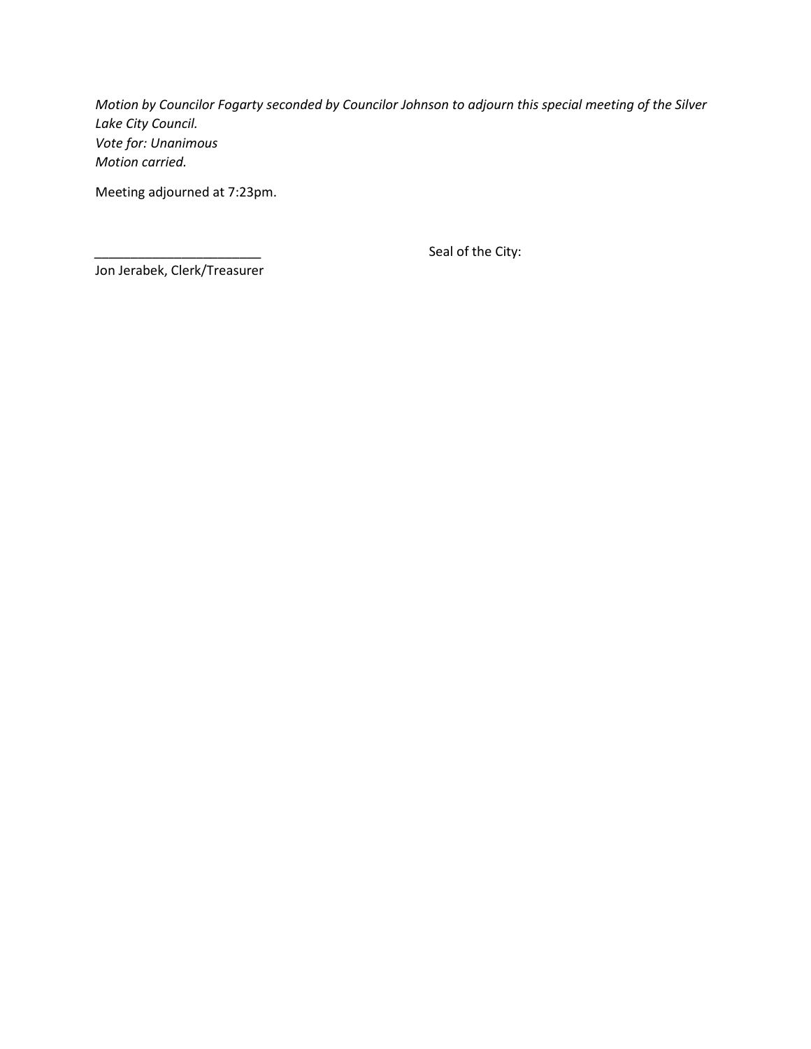*Motion by Councilor Fogarty seconded by Councilor Johnson to adjourn this special meeting of the Silver Lake City Council.*
*Vote for: Unanimous*
*Motion carried.*

Meeting adjourned at 7:23pm.

_______________________ Seal of the City:
Jon Jerabek, Clerk/Treasurer